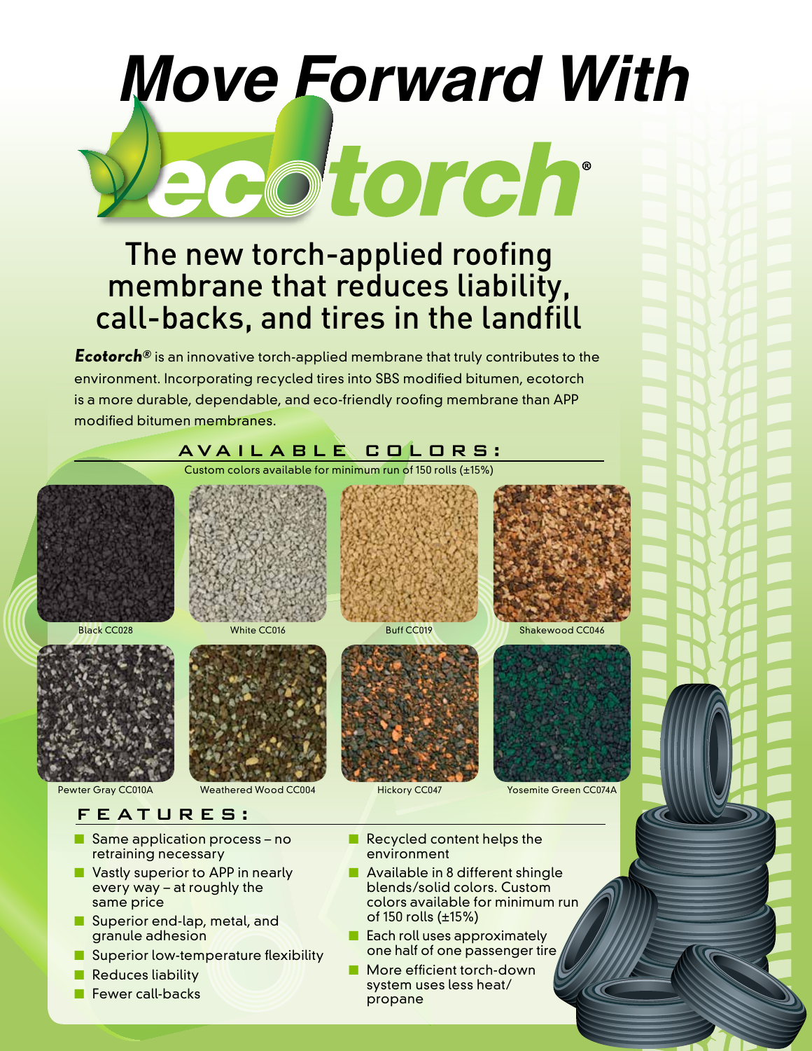# Move Forward With ecotorch®

## The new torch-applied roofing membrane that reduces liability, call-backs, and tires in the landfill

***Ecotorch®*** is an innovative torch-applied membrane that truly contributes to the environment. Incorporating recycled tires into SBS modified bitumen, ecotorch is a more durable, dependable, and eco-friendly roofing membrane than APP modified bitumen membranes.

### AVAILABLE COLORS:

Custom colors available for minimum run of 150 rolls (±15%)

- Black CC028
- White CC016
- Buff CC019
- Shakewood CC046
- Pewter Gray CC010A
- Weathered Wood CC004
- Hickory CC047
- Yosemite Green CC074A

### FEATURES:

- Same application process – no retraining necessary
- Vastly superior to APP in nearly every way – at roughly the same price
- Superior end-lap, metal, and granule adhesion
- Superior low-temperature flexibility
- Reduces liability
- Fewer call-backs
- Recycled content helps the environment
- Available in 8 different shingle blends/solid colors. Custom colors available for minimum run of 150 rolls (±15%)
- Each roll uses approximately one half of one passenger tire
- More efficient torch-down system uses less heat/propane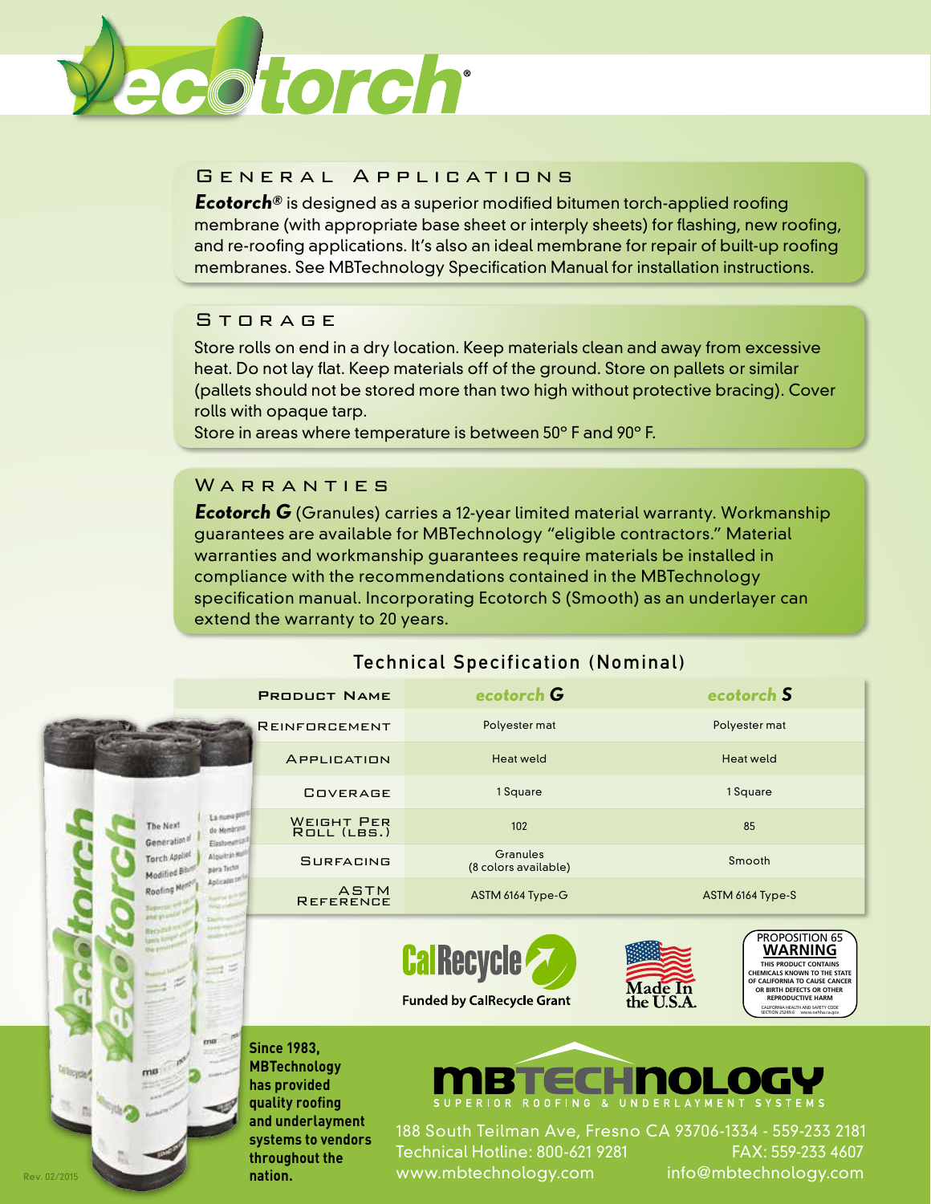# ecotorch®

## General Applications

***Ecotorch®*** is designed as a superior modified bitumen torch-applied roofing membrane (with appropriate base sheet or interply sheets) for flashing, new roofing, and re-roofing applications. It's also an ideal membrane for repair of built-up roofing membranes. See MBTechnology Specification Manual for installation instructions.

## Storage

Store rolls on end in a dry location. Keep materials clean and away from excessive heat. Do not lay flat. Keep materials off of the ground. Store on pallets or similar (pallets should not be stored more than two high without protective bracing). Cover rolls with opaque tarp.

Store in areas where temperature is between 50° F and 90° F.

## Warranties

***Ecotorch G*** (Granules) carries a 12-year limited material warranty. Workmanship guarantees are available for MBTechnology "eligible contractors." Material warranties and workmanship guarantees require materials be installed in compliance with the recommendations contained in the MBTechnology specification manual. Incorporating Ecotorch S (Smooth) as an underlayer can extend the warranty to 20 years.

## Technical Specification (Nominal)

| Product Name | *ecotorch* **G** | *ecotorch* **S** |
|---|---|---|
| Reinforcement | Polyester mat | Polyester mat |
| Application | Heat weld | Heat weld |
| Coverage | 1 Square | 1 Square |
| Weight Per Roll (lbs.) | 102 | 85 |
| Surfacing | Granules (8 colors available) | Smooth |
| ASTM Reference | ASTM 6164 Type-G | ASTM 6164 Type-S |

CalRecycle – Funded by CalRecycle Grant

Made In the U.S.A.

PROPOSITION 65 **WARNING**
THIS PRODUCT CONTAINS CHEMICALS KNOWN TO THE STATE OF CALIFORNIA TO CAUSE CANCER OR BIRTH DEFECTS OR OTHER REPRODUCTIVE HARM
CALIFORNIA HEALTH AND SAFETY CODE SECTION 25249.6 www.oehha.ca.gov

**Since 1983, MBTechnology has provided quality roofing and underlayment systems to vendors throughout the nation.**

**MBTECHNOLOGY**
SUPERIOR ROOFING & UNDERLAYMENT SYSTEMS

188 South Teilman Ave, Fresno CA 93706-1334 - 559-233 2181
Technical Hotline: 800-621 9281 FAX: 559-233 4607
www.mbtechnology.com info@mbtechnology.com

Rev. 02/2015